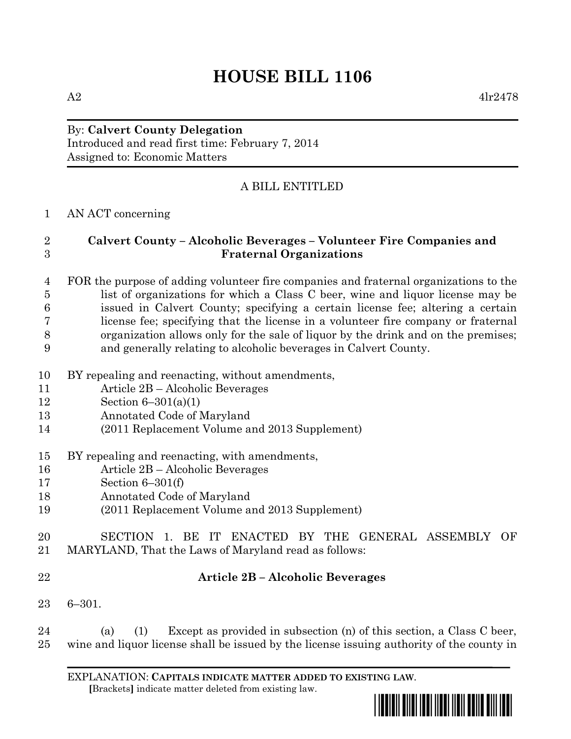# HOUSE BILL 1106

A2 4lr2478

By: **Calvert County Delegation**
Introduced and read first time: February 7, 2014
Assigned to: Economic Matters

A BILL ENTITLED

AN ACT concerning

## Calvert County – Alcoholic Beverages – Volunteer Fire Companies and Fraternal Organizations

FOR the purpose of adding volunteer fire companies and fraternal organizations to the list of organizations for which a Class C beer, wine and liquor license may be issued in Calvert County; specifying a certain license fee; altering a certain license fee; specifying that the license in a volunteer fire company or fraternal organization allows only for the sale of liquor by the drink and on the premises; and generally relating to alcoholic beverages in Calvert County.

BY repealing and reenacting, without amendments,
Article 2B – Alcoholic Beverages
Section 6–301(a)(1)
Annotated Code of Maryland
(2011 Replacement Volume and 2013 Supplement)

BY repealing and reenacting, with amendments,
Article 2B – Alcoholic Beverages
Section 6–301(f)
Annotated Code of Maryland
(2011 Replacement Volume and 2013 Supplement)

SECTION 1. BE IT ENACTED BY THE GENERAL ASSEMBLY OF MARYLAND, That the Laws of Maryland read as follows:

**Article 2B – Alcoholic Beverages**

6–301.

(a) (1) Except as provided in subsection (n) of this section, a Class C beer, wine and liquor license shall be issued by the license issuing authority of the county in

EXPLANATION: **CAPITALS INDICATE MATTER ADDED TO EXISTING LAW.**
**[**Brackets**]** indicate matter deleted from existing law.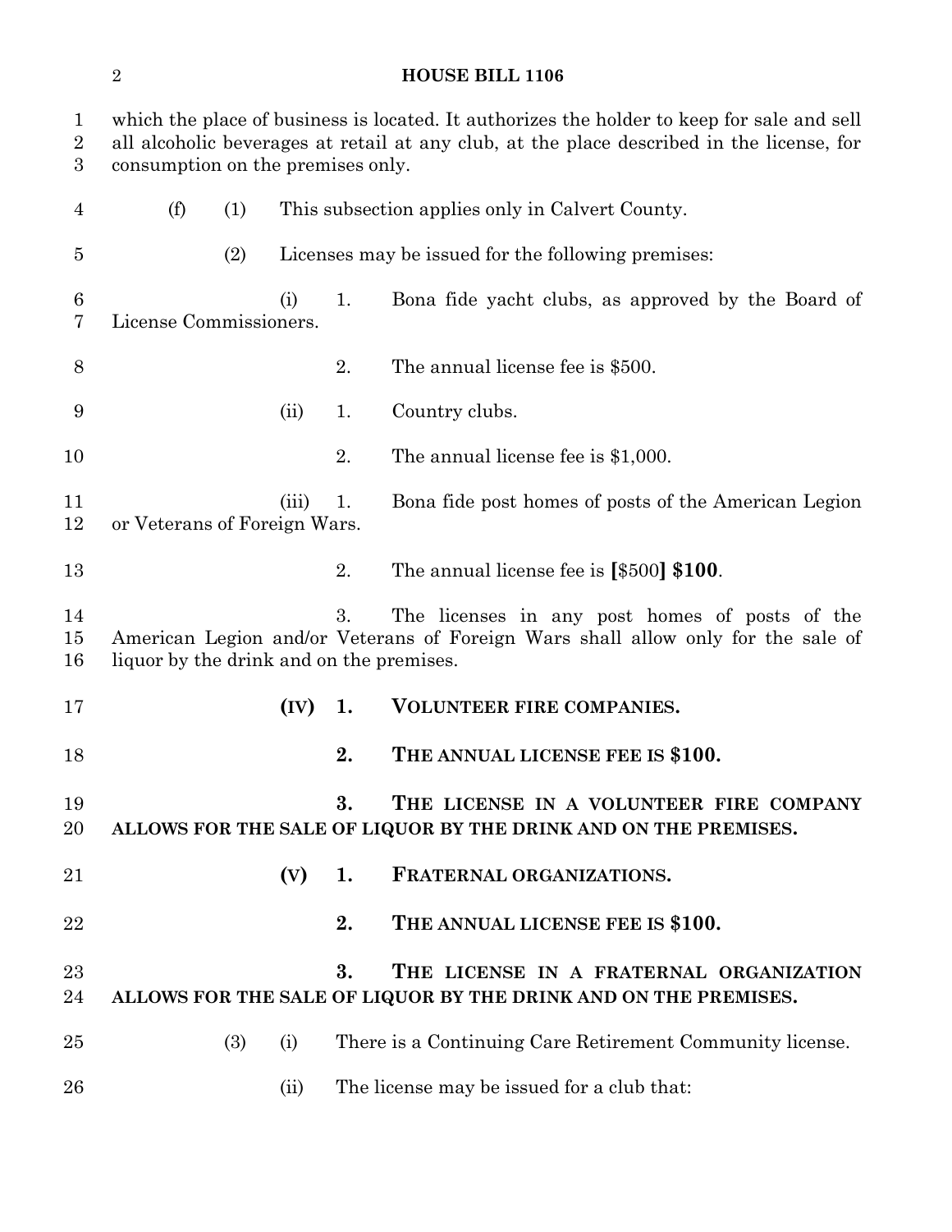which the place of business is located. It authorizes the holder to keep for sale and sell all alcoholic beverages at retail at any club, at the place described in the license, for consumption on the premises only.

(f) (1) This subsection applies only in Calvert County.

(2) Licenses may be issued for the following premises:

(i) 1. Bona fide yacht clubs, as approved by the Board of License Commissioners.

2. The annual license fee is $500.

(ii) 1. Country clubs.

2. The annual license fee is $1,000.

(iii) 1. Bona fide post homes of posts of the American Legion or Veterans of Foreign Wars.

2. The annual license fee is **[**$500**] $100**.

3. The licenses in any post homes of posts of the American Legion and/or Veterans of Foreign Wars shall allow only for the sale of liquor by the drink and on the premises.

**(IV) 1. VOLUNTEER FIRE COMPANIES.**

**2. THE ANNUAL LICENSE FEE IS $100.**

**3. THE LICENSE IN A VOLUNTEER FIRE COMPANY ALLOWS FOR THE SALE OF LIQUOR BY THE DRINK AND ON THE PREMISES.**

**(V) 1. FRATERNAL ORGANIZATIONS.**

**2. THE ANNUAL LICENSE FEE IS $100.**

**3. THE LICENSE IN A FRATERNAL ORGANIZATION ALLOWS FOR THE SALE OF LIQUOR BY THE DRINK AND ON THE PREMISES.**

(3) (i) There is a Continuing Care Retirement Community license.

(ii) The license may be issued for a club that: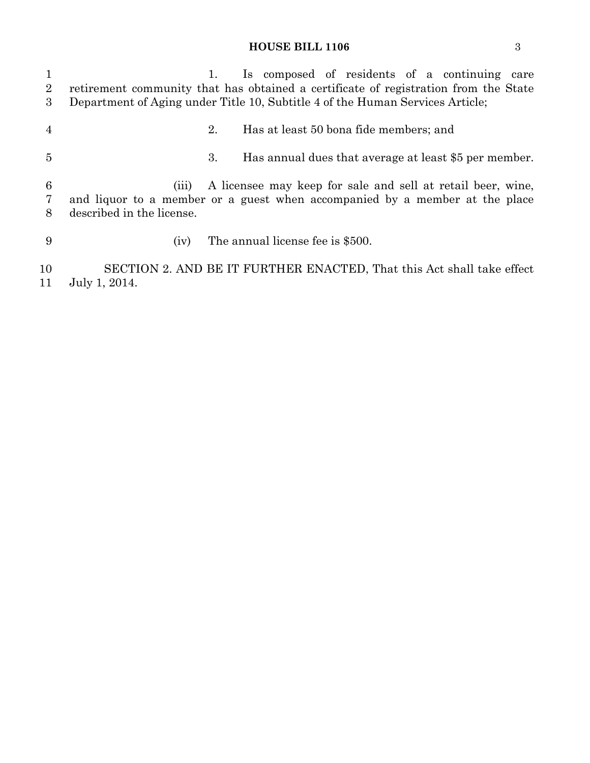1. Is composed of residents of a continuing care retirement community that has obtained a certificate of registration from the State Department of Aging under Title 10, Subtitle 4 of the Human Services Article;

2. Has at least 50 bona fide members; and

3. Has annual dues that average at least $5 per member.

(iii) A licensee may keep for sale and sell at retail beer, wine, and liquor to a member or a guest when accompanied by a member at the place described in the license.

(iv) The annual license fee is $500.

SECTION 2. AND BE IT FURTHER ENACTED, That this Act shall take effect July 1, 2014.